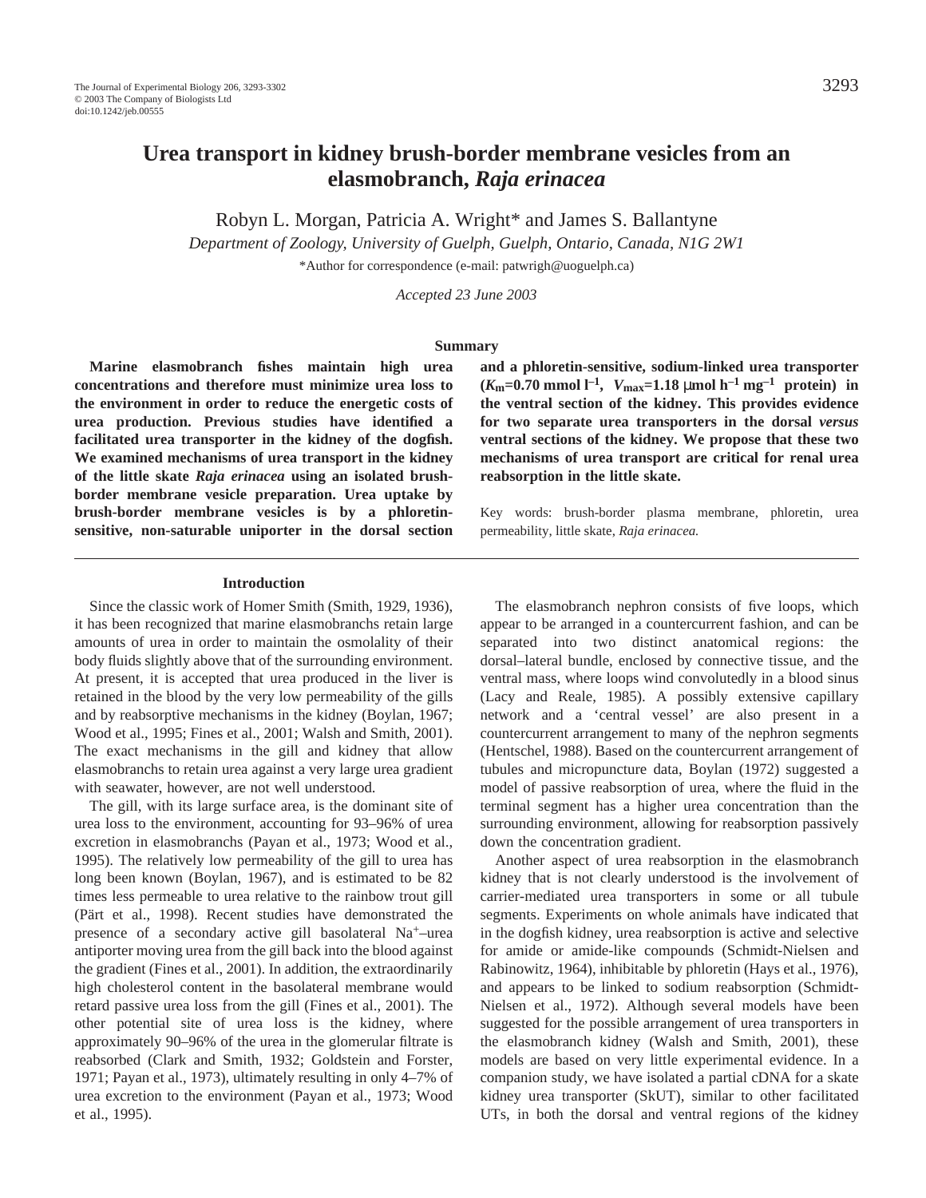# Urea transport in kidney brush-border membrane vesicles from an elasmobranch, *Raja erinacea*

Robyn L. Morgan, Patricia A. Wright* and James S. Ballantyne

*Department of Zoology, University of Guelph, Guelph, Ontario, Canada, N1G 2W1*

*Author for correspondence (e-mail: patwrigh@uoguelph.ca)

*Accepted 23 June 2003*

## Summary

**Marine elasmobranch fishes maintain high urea concentrations and therefore must minimize urea loss to the environment in order to reduce the energetic costs of urea production. Previous studies have identified a facilitated urea transporter in the kidney of the dogfish. We examined mechanisms of urea transport in the kidney of the little skate *Raja erinacea* using an isolated brush-border membrane vesicle preparation. Urea uptake by brush-border membrane vesicles is by a phloretin-sensitive, non-saturable uniporter in the dorsal section and a phloretin-sensitive, sodium-linked urea transporter ($K_m$=0.70 mmol $l^{-1}$, $V_{max}$=1.18 μmol $h^{-1}$ $mg^{-1}$ protein) in the ventral section of the kidney. This provides evidence for two separate urea transporters in the dorsal *versus* ventral sections of the kidney. We propose that these two mechanisms of urea transport are critical for renal urea reabsorption in the little skate.**

Key words: brush-border plasma membrane, phloretin, urea permeability, little skate, *Raja erinacea.*

## Introduction

Since the classic work of Homer Smith (Smith, 1929, 1936), it has been recognized that marine elasmobranchs retain large amounts of urea in order to maintain the osmolality of their body fluids slightly above that of the surrounding environment. At present, it is accepted that urea produced in the liver is retained in the blood by the very low permeability of the gills and by reabsorptive mechanisms in the kidney (Boylan, 1967; Wood et al., 1995; Fines et al., 2001; Walsh and Smith, 2001). The exact mechanisms in the gill and kidney that allow elasmobranchs to retain urea against a very large urea gradient with seawater, however, are not well understood.

The gill, with its large surface area, is the dominant site of urea loss to the environment, accounting for 93–96% of urea excretion in elasmobranchs (Payan et al., 1973; Wood et al., 1995). The relatively low permeability of the gill to urea has long been known (Boylan, 1967), and is estimated to be 82 times less permeable to urea relative to the rainbow trout gill (Pärt et al., 1998). Recent studies have demonstrated the presence of a secondary active gill basolateral $Na^{+}$–urea antiporter moving urea from the gill back into the blood against the gradient (Fines et al., 2001). In addition, the extraordinarily high cholesterol content in the basolateral membrane would retard passive urea loss from the gill (Fines et al., 2001). The other potential site of urea loss is the kidney, where approximately 90–96% of the urea in the glomerular filtrate is reabsorbed (Clark and Smith, 1932; Goldstein and Forster, 1971; Payan et al., 1973), ultimately resulting in only 4–7% of urea excretion to the environment (Payan et al., 1973; Wood et al., 1995).

The elasmobranch nephron consists of five loops, which appear to be arranged in a countercurrent fashion, and can be separated into two distinct anatomical regions: the dorsal–lateral bundle, enclosed by connective tissue, and the ventral mass, where loops wind convolutedly in a blood sinus (Lacy and Reale, 1985). A possibly extensive capillary network and a 'central vessel' are also present in a countercurrent arrangement to many of the nephron segments (Hentschel, 1988). Based on the countercurrent arrangement of tubules and micropuncture data, Boylan (1972) suggested a model of passive reabsorption of urea, where the fluid in the terminal segment has a higher urea concentration than the surrounding environment, allowing for reabsorption passively down the concentration gradient.

Another aspect of urea reabsorption in the elasmobranch kidney that is not clearly understood is the involvement of carrier-mediated urea transporters in some or all tubule segments. Experiments on whole animals have indicated that in the dogfish kidney, urea reabsorption is active and selective for amide or amide-like compounds (Schmidt-Nielsen and Rabinowitz, 1964), inhibitable by phloretin (Hays et al., 1976), and appears to be linked to sodium reabsorption (Schmidt-Nielsen et al., 1972). Although several models have been suggested for the possible arrangement of urea transporters in the elasmobranch kidney (Walsh and Smith, 2001), these models are based on very little experimental evidence. In a companion study, we have isolated a partial cDNA for a skate kidney urea transporter (SkUT), similar to other facilitated UTs, in both the dorsal and ventral regions of the kidney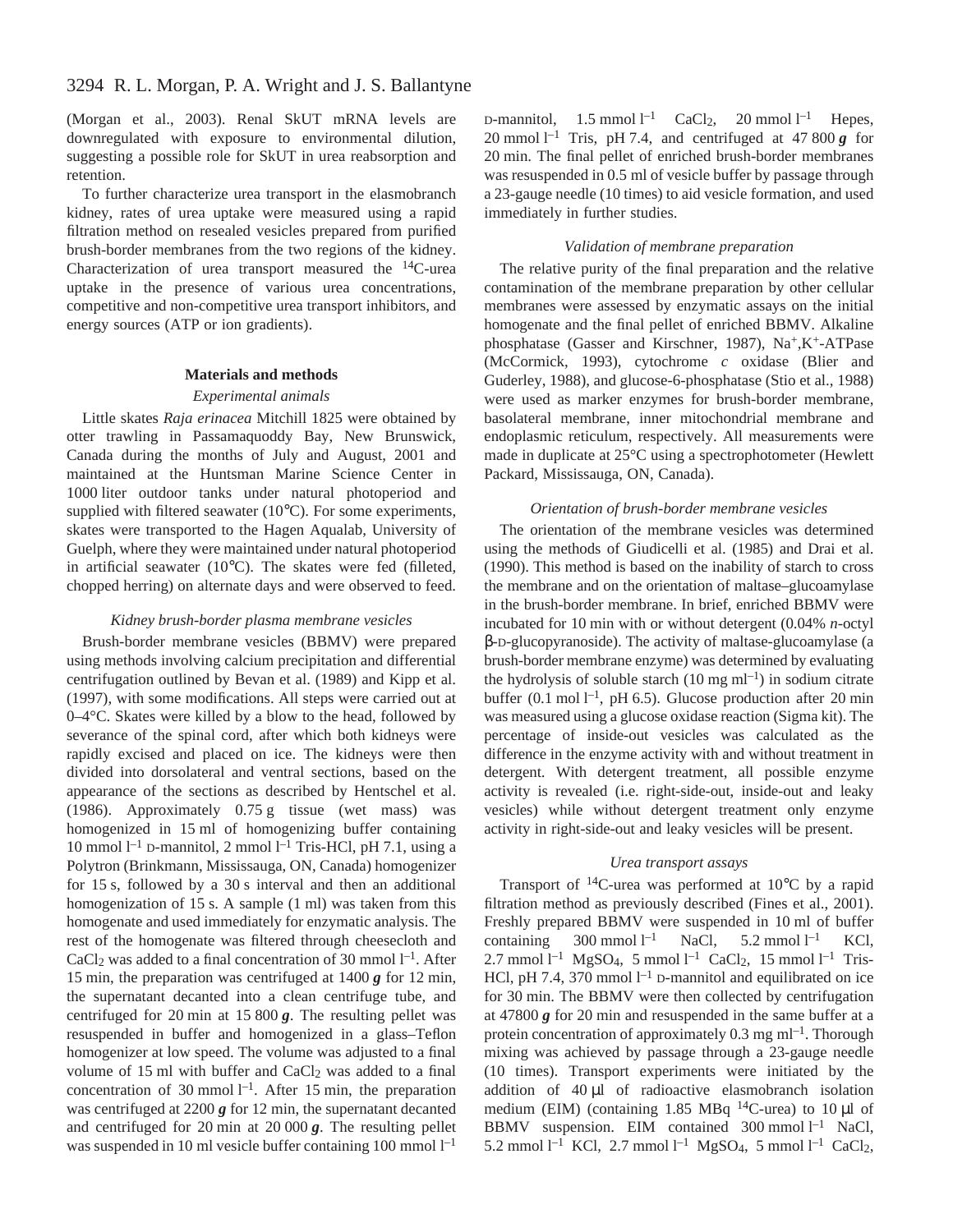(Morgan et al., 2003). Renal SkUT mRNA levels are downregulated with exposure to environmental dilution, suggesting a possible role for SkUT in urea reabsorption and retention.

To further characterize urea transport in the elasmobranch kidney, rates of urea uptake were measured using a rapid filtration method on resealed vesicles prepared from purified brush-border membranes from the two regions of the kidney. Characterization of urea transport measured the $^{14}$C-urea uptake in the presence of various urea concentrations, competitive and non-competitive urea transport inhibitors, and energy sources (ATP or ion gradients).

## Materials and methods

### *Experimental animals*

Little skates *Raja erinacea* Mitchill 1825 were obtained by otter trawling in Passamaquoddy Bay, New Brunswick, Canada during the months of July and August, 2001 and maintained at the Huntsman Marine Science Center in 1000 liter outdoor tanks under natural photoperiod and supplied with filtered seawater (10°C). For some experiments, skates were transported to the Hagen Aqualab, University of Guelph, where they were maintained under natural photoperiod in artificial seawater (10°C). The skates were fed (filleted, chopped herring) on alternate days and were observed to feed.

### *Kidney brush-border plasma membrane vesicles*

Brush-border membrane vesicles (BBMV) were prepared using methods involving calcium precipitation and differential centrifugation outlined by Bevan et al. (1989) and Kipp et al. (1997), with some modifications. All steps were carried out at 0–4°C. Skates were killed by a blow to the head, followed by severance of the spinal cord, after which both kidneys were rapidly excised and placed on ice. The kidneys were then divided into dorsolateral and ventral sections, based on the appearance of the sections as described by Hentschel et al. (1986). Approximately 0.75 g tissue (wet mass) was homogenized in 15 ml of homogenizing buffer containing 10 mmol $l^{-1}$ D-mannitol, 2 mmol $l^{-1}$ Tris-HCl, pH 7.1, using a Polytron (Brinkmann, Mississauga, ON, Canada) homogenizer for 15 s, followed by a 30 s interval and then an additional homogenization of 15 s. A sample (1 ml) was taken from this homogenate and used immediately for enzymatic analysis. The rest of the homogenate was filtered through cheesecloth and $CaCl_2$ was added to a final concentration of 30 mmol $l^{-1}$. After 15 min, the preparation was centrifuged at 1400 ***g*** for 12 min, the supernatant decanted into a clean centrifuge tube, and centrifuged for 20 min at 15 800 ***g***. The resulting pellet was resuspended in buffer and homogenized in a glass–Teflon homogenizer at low speed. The volume was adjusted to a final volume of 15 ml with buffer and $CaCl_2$ was added to a final concentration of 30 mmol $l^{-1}$. After 15 min, the preparation was centrifuged at 2200 ***g*** for 12 min, the supernatant decanted and centrifuged for 20 min at 20 000 ***g***. The resulting pellet was suspended in 10 ml vesicle buffer containing 100 mmol $l^{-1}$ D-mannitol, 1.5 mmol $l^{-1}$ $CaCl_2$, 20 mmol $l^{-1}$ Hepes, 20 mmol $l^{-1}$ Tris, pH 7.4, and centrifuged at 47 800 ***g*** for 20 min. The final pellet of enriched brush-border membranes was resuspended in 0.5 ml of vesicle buffer by passage through a 23-gauge needle (10 times) to aid vesicle formation, and used immediately in further studies.

### *Validation of membrane preparation*

The relative purity of the final preparation and the relative contamination of the membrane preparation by other cellular membranes were assessed by enzymatic assays on the initial homogenate and the final pellet of enriched BBMV. Alkaline phosphatase (Gasser and Kirschner, 1987), $Na^+$,$K^+$-ATPase (McCormick, 1993), cytochrome *c* oxidase (Blier and Guderley, 1988), and glucose-6-phosphatase (Stio et al., 1988) were used as marker enzymes for brush-border membrane, basolateral membrane, inner mitochondrial membrane and endoplasmic reticulum, respectively. All measurements were made in duplicate at 25°C using a spectrophotometer (Hewlett Packard, Mississauga, ON, Canada).

### *Orientation of brush-border membrane vesicles*

The orientation of the membrane vesicles was determined using the methods of Giudicelli et al. (1985) and Drai et al. (1990). This method is based on the inability of starch to cross the membrane and on the orientation of maltase–glucoamylase in the brush-border membrane. In brief, enriched BBMV were incubated for 10 min with or without detergent (0.04% *n*-octyl β-D-glucopyranoside). The activity of maltase-glucoamylase (a brush-border membrane enzyme) was determined by evaluating the hydrolysis of soluble starch (10 mg $ml^{-1}$) in sodium citrate buffer (0.1 mol $l^{-1}$, pH 6.5). Glucose production after 20 min was measured using a glucose oxidase reaction (Sigma kit). The percentage of inside-out vesicles was calculated as the difference in the enzyme activity with and without treatment in detergent. With detergent treatment, all possible enzyme activity is revealed (i.e. right-side-out, inside-out and leaky vesicles) while without detergent treatment only enzyme activity in right-side-out and leaky vesicles will be present.

### *Urea transport assays*

Transport of $^{14}$C-urea was performed at 10°C by a rapid filtration method as previously described (Fines et al., 2001). Freshly prepared BBMV were suspended in 10 ml of buffer containing 300 mmol $l^{-1}$ NaCl, 5.2 mmol $l^{-1}$ KCl, 2.7 mmol $l^{-1}$ $MgSO_4$, 5 mmol $l^{-1}$ $CaCl_2$, 15 mmol $l^{-1}$ Tris-HCl, pH 7.4, 370 mmol $l^{-1}$ D-mannitol and equilibrated on ice for 30 min. The BBMV were then collected by centrifugation at 47800 ***g*** for 20 min and resuspended in the same buffer at a protein concentration of approximately 0.3 mg $ml^{-1}$. Thorough mixing was achieved by passage through a 23-gauge needle (10 times). Transport experiments were initiated by the addition of 40 μl of radioactive elasmobranch isolation medium (EIM) (containing 1.85 MBq $^{14}$C-urea) to 10 μl of BBMV suspension. EIM contained 300 mmol $l^{-1}$ NaCl, 5.2 mmol $l^{-1}$ KCl, 2.7 mmol $l^{-1}$ $MgSO_4$, 5 mmol $l^{-1}$ $CaCl_2$,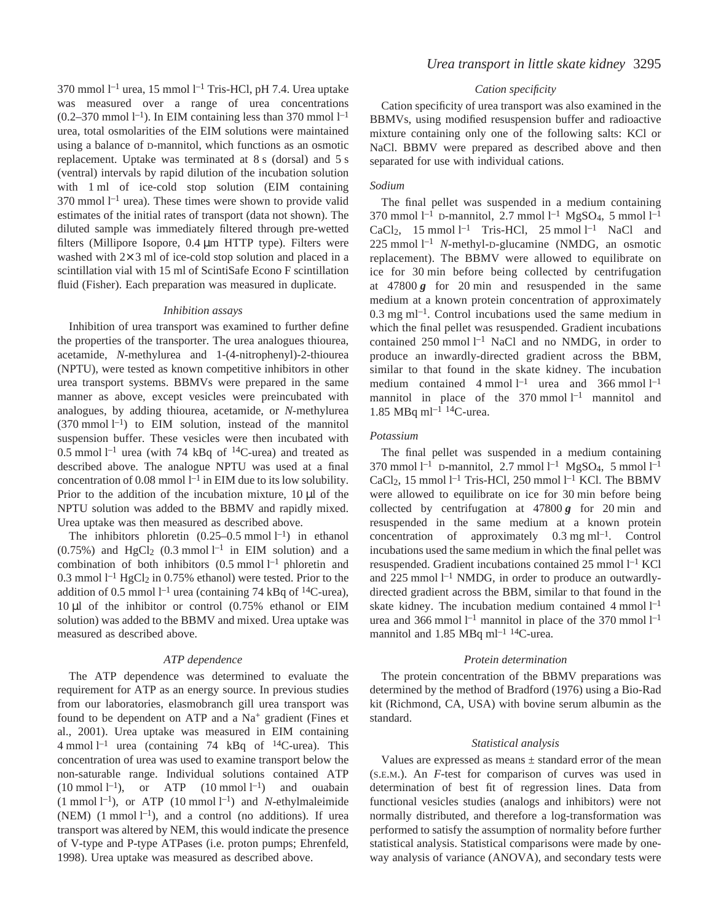370 mmol $l^{-1}$ urea, 15 mmol $l^{-1}$ Tris-HCl, pH 7.4. Urea uptake was measured over a range of urea concentrations (0.2–370 mmol $l^{-1}$). In EIM containing less than 370 mmol $l^{-1}$ urea, total osmolarities of the EIM solutions were maintained using a balance of D-mannitol, which functions as an osmotic replacement. Uptake was terminated at 8 s (dorsal) and 5 s (ventral) intervals by rapid dilution of the incubation solution with 1 ml of ice-cold stop solution (EIM containing 370 mmol $l^{-1}$ urea). These times were shown to provide valid estimates of the initial rates of transport (data not shown). The diluted sample was immediately filtered through pre-wetted filters (Millipore Isopore, 0.4 μm HTTP type). Filters were washed with 2×3 ml of ice-cold stop solution and placed in a scintillation vial with 15 ml of ScintiSafe Econo F scintillation fluid (Fisher). Each preparation was measured in duplicate.

### *Inhibition assays*

Inhibition of urea transport was examined to further define the properties of the transporter. The urea analogues thiourea, acetamide, *N*-methylurea and 1-(4-nitrophenyl)-2-thiourea (NPTU), were tested as known competitive inhibitors in other urea transport systems. BBMVs were prepared in the same manner as above, except vesicles were preincubated with analogues, by adding thiourea, acetamide, or *N*-methylurea (370 mmol $l^{-1}$) to EIM solution, instead of the mannitol suspension buffer. These vesicles were then incubated with 0.5 mmol $l^{-1}$ urea (with 74 kBq of $^{14}$C-urea) and treated as described above. The analogue NPTU was used at a final concentration of 0.08 mmol $l^{-1}$ in EIM due to its low solubility. Prior to the addition of the incubation mixture, 10 μl of the NPTU solution was added to the BBMV and rapidly mixed. Urea uptake was then measured as described above.

The inhibitors phloretin (0.25–0.5 mmol $l^{-1}$) in ethanol (0.75%) and $HgCl_2$ (0.3 mmol $l^{-1}$ in EIM solution) and a combination of both inhibitors (0.5 mmol $l^{-1}$ phloretin and 0.3 mmol $l^{-1}$ $HgCl_2$ in 0.75% ethanol) were tested. Prior to the addition of 0.5 mmol $l^{-1}$ urea (containing 74 kBq of $^{14}$C-urea), 10 μl of the inhibitor or control (0.75% ethanol or EIM solution) was added to the BBMV and mixed. Urea uptake was measured as described above.

### *ATP dependence*

The ATP dependence was determined to evaluate the requirement for ATP as an energy source. In previous studies from our laboratories, elasmobranch gill urea transport was found to be dependent on ATP and a $Na^+$ gradient (Fines et al., 2001). Urea uptake was measured in EIM containing 4 mmol $l^{-1}$ urea (containing 74 kBq of $^{14}$C-urea). This concentration of urea was used to examine transport below the non-saturable range. Individual solutions contained ATP (10 mmol $l^{-1}$), or ATP (10 mmol $l^{-1}$) and ouabain (1 mmol $l^{-1}$), or ATP (10 mmol $l^{-1}$) and *N*-ethylmaleimide (NEM) (1 mmol $l^{-1}$), and a control (no additions). If urea transport was altered by NEM, this would indicate the presence of V-type and P-type ATPases (i.e. proton pumps; Ehrenfeld, 1998). Urea uptake was measured as described above.

### *Cation specificity*

Cation specificity of urea transport was also examined in the BBMVs, using modified resuspension buffer and radioactive mixture containing only one of the following salts: KCl or NaCl. BBMV were prepared as described above and then separated for use with individual cations.

#### *Sodium*

The final pellet was suspended in a medium containing 370 mmol $l^{-1}$ D-mannitol, 2.7 mmol $l^{-1}$ $MgSO_4$, 5 mmol $l^{-1}$ $CaCl_2$, 15 mmol $l^{-1}$ Tris-HCl, 25 mmol $l^{-1}$ NaCl and 225 mmol $l^{-1}$ *N*-methyl-D-glucamine (NMDG, an osmotic replacement). The BBMV were allowed to equilibrate on ice for 30 min before being collected by centrifugation at 47800 ***g*** for 20 min and resuspended in the same medium at a known protein concentration of approximately 0.3 mg $ml^{-1}$. Control incubations used the same medium in which the final pellet was resuspended. Gradient incubations contained 250 mmol $l^{-1}$ NaCl and no NMDG, in order to produce an inwardly-directed gradient across the BBM, similar to that found in the skate kidney. The incubation medium contained 4 mmol $l^{-1}$ urea and 366 mmol $l^{-1}$ mannitol in place of the 370 mmol $l^{-1}$ mannitol and 1.85 MBq $ml^{-1}$ $^{14}$C-urea.

#### *Potassium*

The final pellet was suspended in a medium containing 370 mmol $l^{-1}$ D-mannitol, 2.7 mmol $l^{-1}$ $MgSO_4$, 5 mmol $l^{-1}$ $CaCl_2$, 15 mmol $l^{-1}$ Tris-HCl, 250 mmol $l^{-1}$ KCl. The BBMV were allowed to equilibrate on ice for 30 min before being collected by centrifugation at 47800 ***g*** for 20 min and resuspended in the same medium at a known protein concentration of approximately 0.3 mg $ml^{-1}$. Control incubations used the same medium in which the final pellet was resuspended. Gradient incubations contained 25 mmol $l^{-1}$ KCl and 225 mmol $l^{-1}$ NMDG, in order to produce an outwardly-directed gradient across the BBM, similar to that found in the skate kidney. The incubation medium contained 4 mmol $l^{-1}$ urea and 366 mmol $l^{-1}$ mannitol in place of the 370 mmol $l^{-1}$ mannitol and 1.85 MBq $ml^{-1}$ $^{14}$C-urea.

### *Protein determination*

The protein concentration of the BBMV preparations was determined by the method of Bradford (1976) using a Bio-Rad kit (Richmond, CA, USA) with bovine serum albumin as the standard.

### *Statistical analysis*

Values are expressed as means ± standard error of the mean (S.E.M.). An *F*-test for comparison of curves was used in determination of best fit of regression lines. Data from functional vesicles studies (analogs and inhibitors) were not normally distributed, and therefore a log-transformation was performed to satisfy the assumption of normality before further statistical analysis. Statistical comparisons were made by one-way analysis of variance (ANOVA), and secondary tests were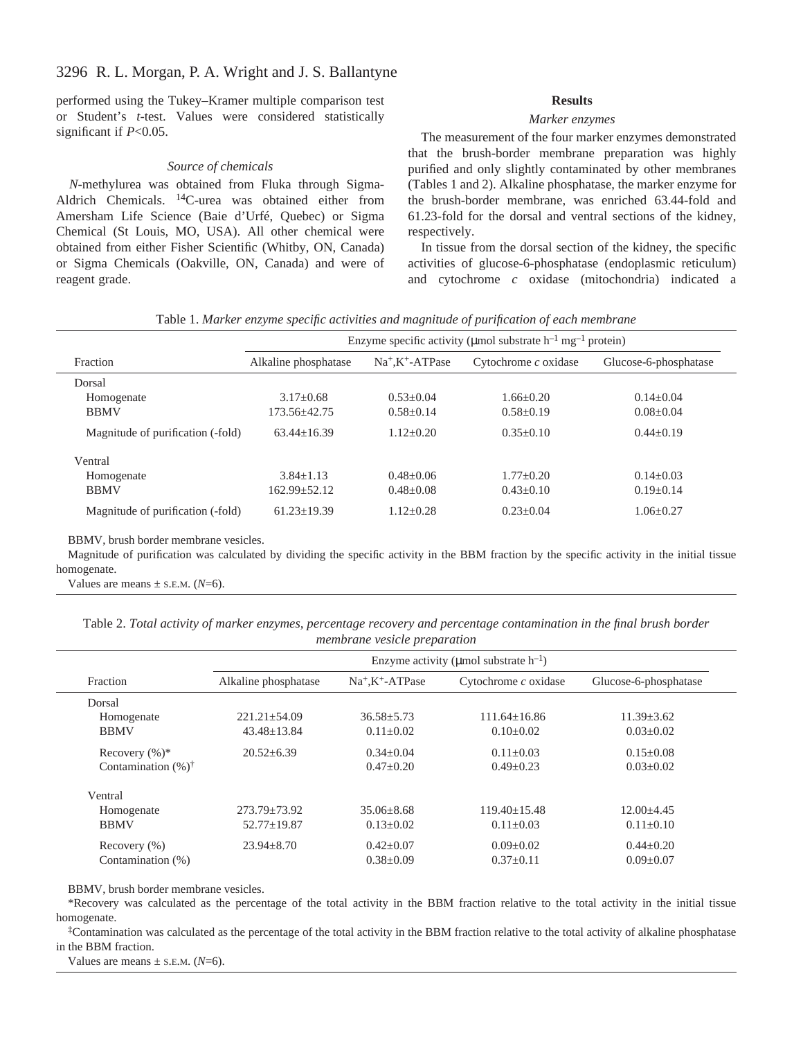performed using the Tukey–Kramer multiple comparison test or Student's *t*-test. Values were considered statistically significant if $P<0.05$.

### Source of chemicals

*N*-methylurea was obtained from Fluka through Sigma-Aldrich Chemicals. $^{14}$C-urea was obtained either from Amersham Life Science (Baie d'Urfé, Quebec) or Sigma Chemical (St Louis, MO, USA). All other chemical were obtained from either Fisher Scientific (Whitby, ON, Canada) or Sigma Chemicals (Oakville, ON, Canada) and were of reagent grade.

## Results

### Marker enzymes

The measurement of the four marker enzymes demonstrated that the brush-border membrane preparation was highly purified and only slightly contaminated by other membranes (Tables 1 and 2). Alkaline phosphatase, the marker enzyme for the brush-border membrane, was enriched 63.44-fold and 61.23-fold for the dorsal and ventral sections of the kidney, respectively.

In tissue from the dorsal section of the kidney, the specific activities of glucose-6-phosphatase (endoplasmic reticulum) and cytochrome *c* oxidase (mitochondria) indicated a

Table 1. *Marker enzyme specific activities and magnitude of purification of each membrane*

| | Enzyme specific activity (μmol substrate h$^{-1}$ mg$^{-1}$ protein) | | | |
|---|---|---|---|---|
| Fraction | Alkaline phosphatase | $Na^{+}$,$K^{+}$-ATPase | Cytochrome *c* oxidase | Glucose-6-phosphatase |
| Dorsal | | | | |
| Homogenate | 3.17±0.68 | 0.53±0.04 | 1.66±0.20 | 0.14±0.04 |
| BBMV | 173.56±42.75 | 0.58±0.14 | 0.58±0.19 | 0.08±0.04 |
| Magnitude of purification (-fold) | 63.44±16.39 | 1.12±0.20 | 0.35±0.10 | 0.44±0.19 |
| Ventral | | | | |
| Homogenate | 3.84±1.13 | 0.48±0.06 | 1.77±0.20 | 0.14±0.03 |
| BBMV | 162.99±52.12 | 0.48±0.08 | 0.43±0.10 | 0.19±0.14 |
| Magnitude of purification (-fold) | 61.23±19.39 | 1.12±0.28 | 0.23±0.04 | 1.06±0.27 |

BBMV, brush border membrane vesicles.

Magnitude of purification was calculated by dividing the specific activity in the BBM fraction by the specific activity in the initial tissue homogenate.

Values are means ± S.E.M. ($N$=6).

Table 2. *Total activity of marker enzymes, percentage recovery and percentage contamination in the final brush border membrane vesicle preparation*

| | Enzyme activity (μmol substrate h$^{-1}$) | | | |
|---|---|---|---|---|
| Fraction | Alkaline phosphatase | $Na^{+}$,$K^{+}$-ATPase | Cytochrome *c* oxidase | Glucose-6-phosphatase |
| Dorsal | | | | |
| Homogenate | 221.21±54.09 | 36.58±5.73 | 111.64±16.86 | 11.39±3.62 |
| BBMV | 43.48±13.84 | 0.11±0.02 | 0.10±0.02 | 0.03±0.02 |
| Recovery (%)* | 20.52±6.39 | 0.34±0.04 | 0.11±0.03 | 0.15±0.08 |
| Contamination (%)[†] | | 0.47±0.20 | 0.49±0.23 | 0.03±0.02 |
| Ventral | | | | |
| Homogenate | 273.79±73.92 | 35.06±8.68 | 119.40±15.48 | 12.00±4.45 |
| BBMV | 52.77±19.87 | 0.13±0.02 | 0.11±0.03 | 0.11±0.10 |
| Recovery (%) | 23.94±8.70 | 0.42±0.07 | 0.09±0.02 | 0.44±0.20 |
| Contamination (%) | | 0.38±0.09 | 0.37±0.11 | 0.09±0.07 |

BBMV, brush border membrane vesicles.

*Recovery was calculated as the percentage of the total activity in the BBM fraction relative to the total activity in the initial tissue homogenate.

[‡]Contamination was calculated as the percentage of the total activity in the BBM fraction relative to the total activity of alkaline phosphatase in the BBM fraction.

Values are means ± S.E.M. ($N$=6).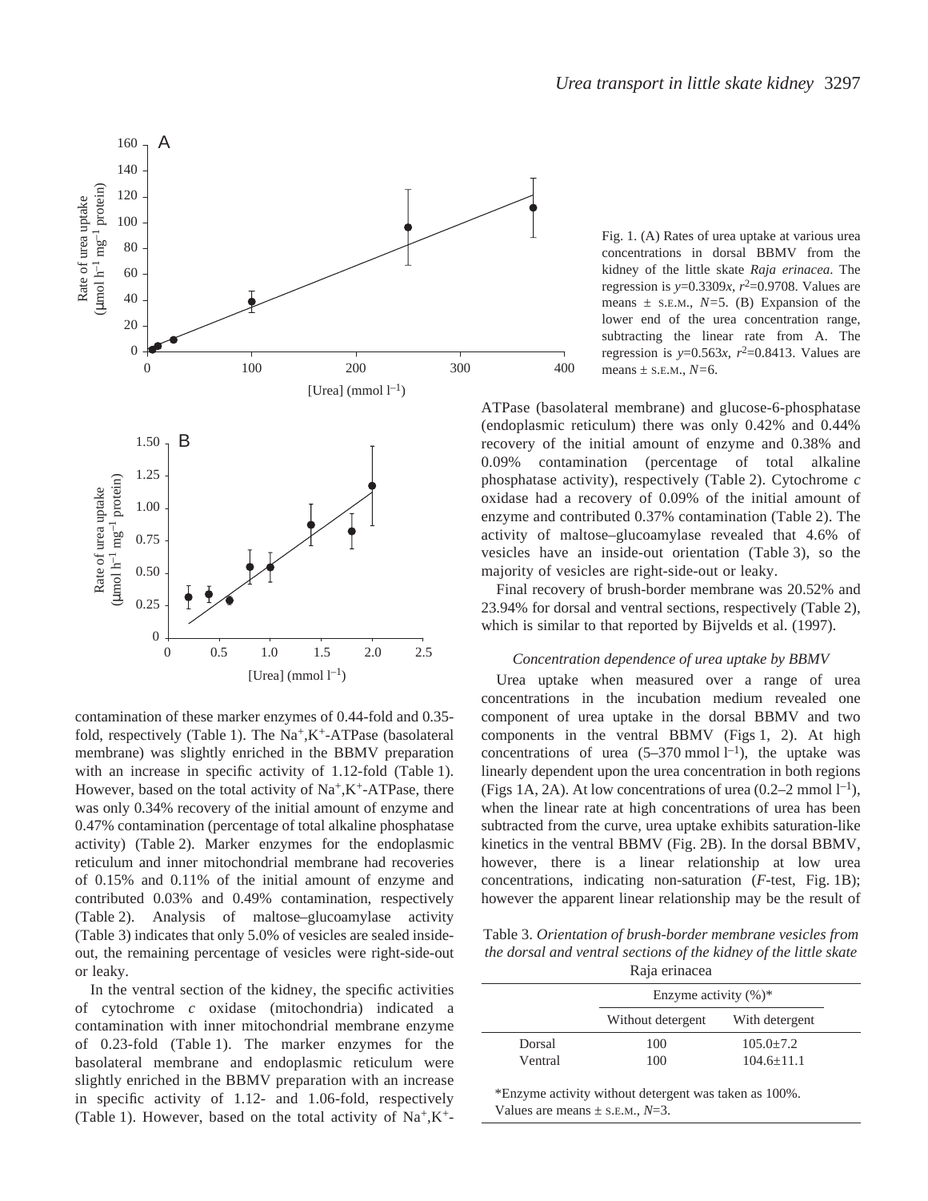Fig. 1. (A) Rates of urea uptake at various urea concentrations in dorsal BBMV from the kidney of the little skate *Raja erinacea*. The regression is $y$=0.3309$x$, $r^2$=0.9708. Values are means ± S.E.M., $N$=5. (B) Expansion of the lower end of the urea concentration range, subtracting the linear rate from A. The regression is $y$=0.563$x$, $r^2$=0.8413. Values are means ± S.E.M., $N$=6.

contamination of these marker enzymes of 0.44-fold and 0.35-fold, respectively (Table 1). The $Na^+,K^+$-ATPase (basolateral membrane) was slightly enriched in the BBMV preparation with an increase in specific activity of 1.12-fold (Table 1). However, based on the total activity of $Na^+,K^+$-ATPase, there was only 0.34% recovery of the initial amount of enzyme and 0.47% contamination (percentage of total alkaline phosphatase activity) (Table 2). Marker enzymes for the endoplasmic reticulum and inner mitochondrial membrane had recoveries of 0.15% and 0.11% of the initial amount of enzyme and contributed 0.03% and 0.49% contamination, respectively (Table 2). Analysis of maltose–glucoamylase activity (Table 3) indicates that only 5.0% of vesicles are sealed inside-out, the remaining percentage of vesicles were right-side-out or leaky.

In the ventral section of the kidney, the specific activities of cytochrome *c* oxidase (mitochondria) indicated a contamination with inner mitochondrial membrane enzyme of 0.23-fold (Table 1). The marker enzymes for the basolateral membrane and endoplasmic reticulum were slightly enriched in the BBMV preparation with an increase in specific activity of 1.12- and 1.06-fold, respectively (Table 1). However, based on the total activity of $Na^+,K^+$-ATPase (basolateral membrane) and glucose-6-phosphatase (endoplasmic reticulum) there was only 0.42% and 0.44% recovery of the initial amount of enzyme and 0.38% and 0.09% contamination (percentage of total alkaline phosphatase activity), respectively (Table 2). Cytochrome *c* oxidase had a recovery of 0.09% of the initial amount of enzyme and contributed 0.37% contamination (Table 2). The activity of maltose–glucoamylase revealed that 4.6% of vesicles have an inside-out orientation (Table 3), so the majority of vesicles are right-side-out or leaky.

Final recovery of brush-border membrane was 20.52% and 23.94% for dorsal and ventral sections, respectively (Table 2), which is similar to that reported by Bijvelds et al. (1997).

### *Concentration dependence of urea uptake by BBMV*

Urea uptake when measured over a range of urea concentrations in the incubation medium revealed one component of urea uptake in the dorsal BBMV and two components in the ventral BBMV (Figs 1, 2). At high concentrations of urea (5–370 mmol $l^{-1}$), the uptake was linearly dependent upon the urea concentration in both regions (Figs 1A, 2A). At low concentrations of urea (0.2–2 mmol $l^{-1}$), when the linear rate at high concentrations of urea has been subtracted from the curve, urea uptake exhibits saturation-like kinetics in the ventral BBMV (Fig. 2B). In the dorsal BBMV, however, there is a linear relationship at low urea concentrations, indicating non-saturation (*F*-test, Fig. 1B); however the apparent linear relationship may be the result of

Table 3. *Orientation of brush-border membrane vesicles from the dorsal and ventral sections of the kidney of the little skate* Raja erinacea

| | Enzyme activity (%)* | |
|---|---|---|
| | Without detergent | With detergent |
| Dorsal | 100 | 105.0±7.2 |
| Ventral | 100 | 104.6±11.1 |

*Enzyme activity without detergent was taken as 100%.
Values are means ± S.E.M., $N$=3.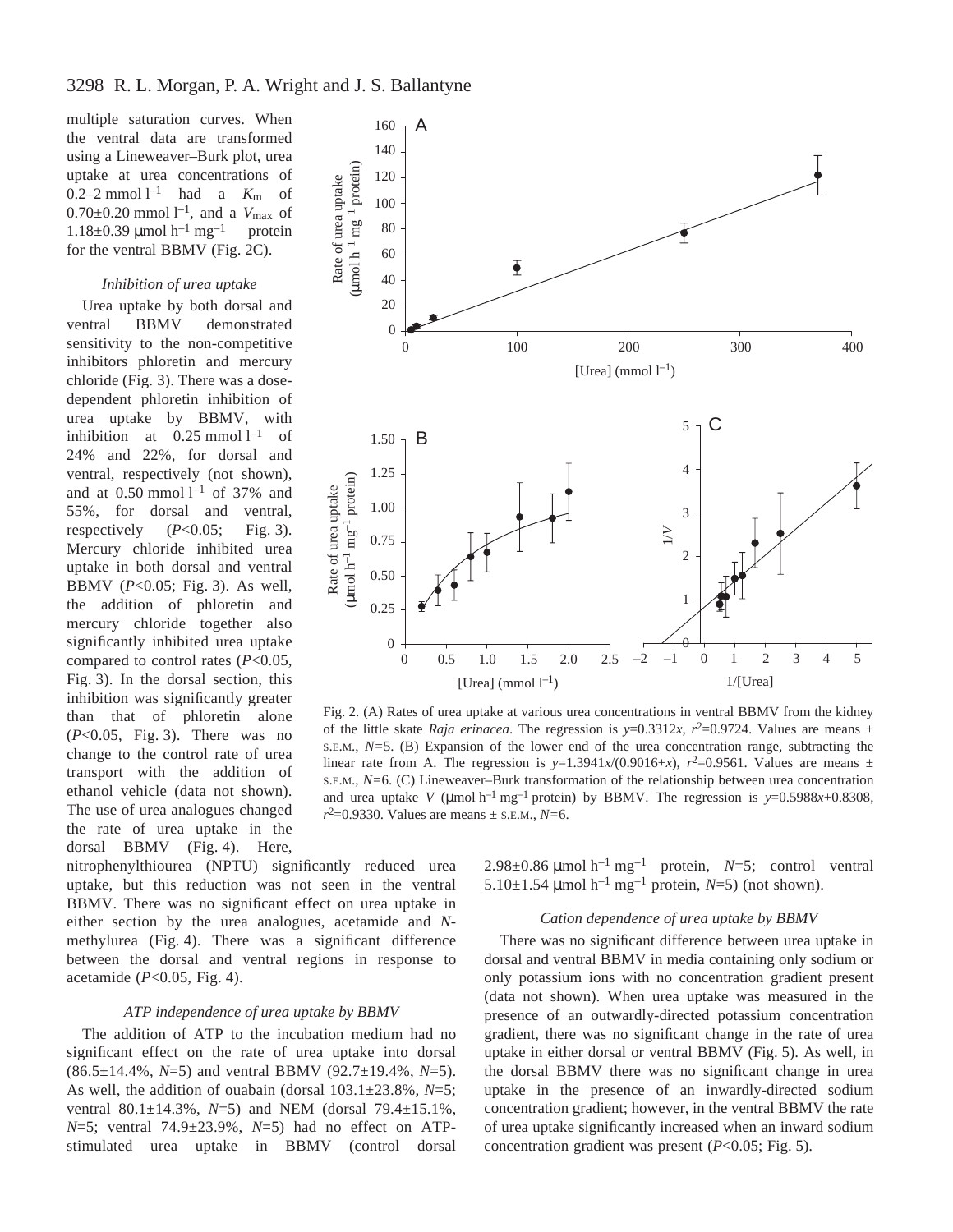multiple saturation curves. When the ventral data are transformed using a Lineweaver–Burk plot, urea uptake at urea concentrations of 0.2–2 mmol $l^{-1}$ had a $K_m$ of 0.70±0.20 mmol $l^{-1}$, and a $V_{max}$ of 1.18±0.39 µmol $h^{-1}$ $mg^{-1}$ protein for the ventral BBMV (Fig. 2C).

Fig. 2. (A) Rates of urea uptake at various urea concentrations in ventral BBMV from the kidney of the little skate *Raja erinacea*. The regression is $y$=0.3312$x$, $r^2$=0.9724. Values are means ± S.E.M., $N$=5. (B) Expansion of the lower end of the urea concentration range, subtracting the linear rate from A. The regression is $y$=1.3941$x$/(0.9016+$x$), $r^2$=0.9561. Values are means ± S.E.M., $N$=6. (C) Lineweaver–Burk transformation of the relationship between urea concentration and urea uptake $V$ (µmol $h^{-1}$ $mg^{-1}$ protein) by BBMV. The regression is $y$=0.5988$x$+0.8308, $r^2$=0.9330. Values are means ± S.E.M., $N$=6.

### *Inhibition of urea uptake*

Urea uptake by both dorsal and ventral BBMV demonstrated sensitivity to the non-competitive inhibitors phloretin and mercury chloride (Fig. 3). There was a dose-dependent phloretin inhibition of urea uptake by BBMV, with inhibition at 0.25 mmol $l^{-1}$ of 24% and 22%, for dorsal and ventral, respectively (not shown), and at 0.50 mmol $l^{-1}$ of 37% and 55%, for dorsal and ventral, respectively ($P$<0.05; Fig. 3). Mercury chloride inhibited urea uptake in both dorsal and ventral BBMV ($P$<0.05; Fig. 3). As well, the addition of phloretin and mercury chloride together also significantly inhibited urea uptake compared to control rates ($P$<0.05, Fig. 3). In the dorsal section, this inhibition was significantly greater than that of phloretin alone ($P$<0.05, Fig. 3). There was no change to the control rate of urea transport with the addition of ethanol vehicle (data not shown). The use of urea analogues changed the rate of urea uptake in the dorsal BBMV (Fig. 4). Here, nitrophenylthiourea (NPTU) significantly reduced urea uptake, but this reduction was not seen in the ventral BBMV. There was no significant effect on urea uptake in either section by the urea analogues, acetamide and *N*-methylurea (Fig. 4). There was a significant difference between the dorsal and ventral regions in response to acetamide ($P$<0.05, Fig. 4).

### *ATP independence of urea uptake by BBMV*

The addition of ATP to the incubation medium had no significant effect on the rate of urea uptake into dorsal (86.5±14.4%, $N$=5) and ventral BBMV (92.7±19.4%, $N$=5). As well, the addition of ouabain (dorsal 103.1±23.8%, $N$=5; ventral 80.1±14.3%, $N$=5) and NEM (dorsal 79.4±15.1%, $N$=5; ventral 74.9±23.9%, $N$=5) had no effect on ATP-stimulated urea uptake in BBMV (control dorsal 2.98±0.86 µmol $h^{-1}$ $mg^{-1}$ protein, $N$=5; control ventral 5.10±1.54 µmol $h^{-1}$ $mg^{-1}$ protein, $N$=5) (not shown).

### *Cation dependence of urea uptake by BBMV*

There was no significant difference between urea uptake in dorsal and ventral BBMV in media containing only sodium or only potassium ions with no concentration gradient present (data not shown). When urea uptake was measured in the presence of an outwardly-directed potassium concentration gradient, there was no significant change in the rate of urea uptake in either dorsal or ventral BBMV (Fig. 5). As well, in the dorsal BBMV there was no significant change in urea uptake in the presence of an inwardly-directed sodium concentration gradient; however, in the ventral BBMV the rate of urea uptake significantly increased when an inward sodium concentration gradient was present ($P$<0.05; Fig. 5).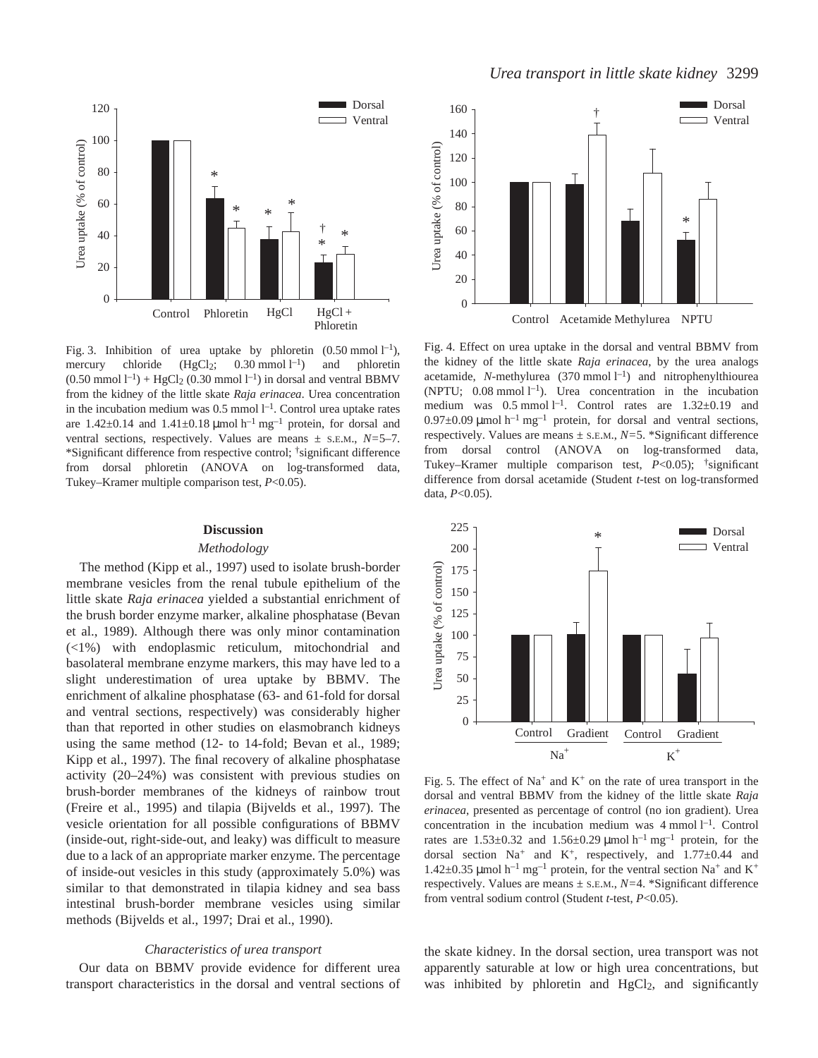Fig. 3. Inhibition of urea uptake by phloretin ($0.50\ \text{mmol l}^{-1}$), mercury chloride ($HgCl_2$; $0.30\ \text{mmol l}^{-1}$) and phloretin ($0.50\ \text{mmol l}^{-1}$) + $HgCl_2$ ($0.30\ \text{mmol l}^{-1}$) in dorsal and ventral BBMV from the kidney of the little skate *Raja erinacea*. Urea concentration in the incubation medium was $0.5\ \text{mmol l}^{-1}$. Control urea uptake rates are 1.42±0.14 and 1.41±0.18 $\mu\text{mol h}^{-1}\ \text{mg}^{-1}$ protein, for dorsal and ventral sections, respectively. Values are means ± S.E.M., $N$=5–7. *Significant difference from respective control; †significant difference from dorsal phloretin (ANOVA on log-transformed data, Tukey–Kramer multiple comparison test, $P$<0.05).

Fig. 4. Effect on urea uptake in the dorsal and ventral BBMV from the kidney of the little skate *Raja erinacea*, by the urea analogs acetamide, *N*-methylurea ($370\ \text{mmol l}^{-1}$) and nitrophenylthiourea (NPTU; $0.08\ \text{mmol l}^{-1}$). Urea concentration in the incubation medium was $0.5\ \text{mmol l}^{-1}$. Control rates are 1.32±0.19 and 0.97±0.09 $\mu\text{mol h}^{-1}\ \text{mg}^{-1}$ protein, for dorsal and ventral sections, respectively. Values are means ± S.E.M., $N$=5. *Significant difference from dorsal control (ANOVA on log-transformed data, Tukey–Kramer multiple comparison test, $P$<0.05); †significant difference from dorsal acetamide (Student *t*-test on log-transformed data, $P$<0.05).

Fig. 5. The effect of $Na^+$ and $K^+$ on the rate of urea transport in the dorsal and ventral BBMV from the kidney of the little skate *Raja erinacea*, presented as percentage of control (no ion gradient). Urea concentration in the incubation medium was $4\ \text{mmol l}^{-1}$. Control rates are 1.53±0.32 and 1.56±0.29 $\mu\text{mol h}^{-1}\ \text{mg}^{-1}$ protein, for the dorsal section $Na^+$ and $K^+$, respectively, and 1.77±0.44 and 1.42±0.35 $\mu\text{mol h}^{-1}\ \text{mg}^{-1}$ protein, for the ventral section $Na^+$ and $K^+$ respectively. Values are means ± S.E.M., $N$=4. *Significant difference from ventral sodium control (Student *t*-test, $P$<0.05).

## Discussion

### *Methodology*

The method (Kipp et al., 1997) used to isolate brush-border membrane vesicles from the renal tubule epithelium of the little skate *Raja erinacea* yielded a substantial enrichment of the brush border enzyme marker, alkaline phosphatase (Bevan et al., 1989). Although there was only minor contamination (<1%) with endoplasmic reticulum, mitochondrial and basolateral membrane enzyme markers, this may have led to a slight underestimation of urea uptake by BBMV. The enrichment of alkaline phosphatase (63- and 61-fold for dorsal and ventral sections, respectively) was considerably higher than that reported in other studies on elasmobranch kidneys using the same method (12- to 14-fold; Bevan et al., 1989; Kipp et al., 1997). The final recovery of alkaline phosphatase activity (20–24%) was consistent with previous studies on brush-border membranes of the kidneys of rainbow trout (Freire et al., 1995) and tilapia (Bijvelds et al., 1997). The vesicle orientation for all possible configurations of BBMV (inside-out, right-side-out, and leaky) was difficult to measure due to a lack of an appropriate marker enzyme. The percentage of inside-out vesicles in this study (approximately 5.0%) was similar to that demonstrated in tilapia kidney and sea bass intestinal brush-border membrane vesicles using similar methods (Bijvelds et al., 1997; Drai et al., 1990).

### *Characteristics of urea transport*

Our data on BBMV provide evidence for different urea transport characteristics in the dorsal and ventral sections of the skate kidney. In the dorsal section, urea transport was not apparently saturable at low or high urea concentrations, but was inhibited by phloretin and $HgCl_2$, and significantly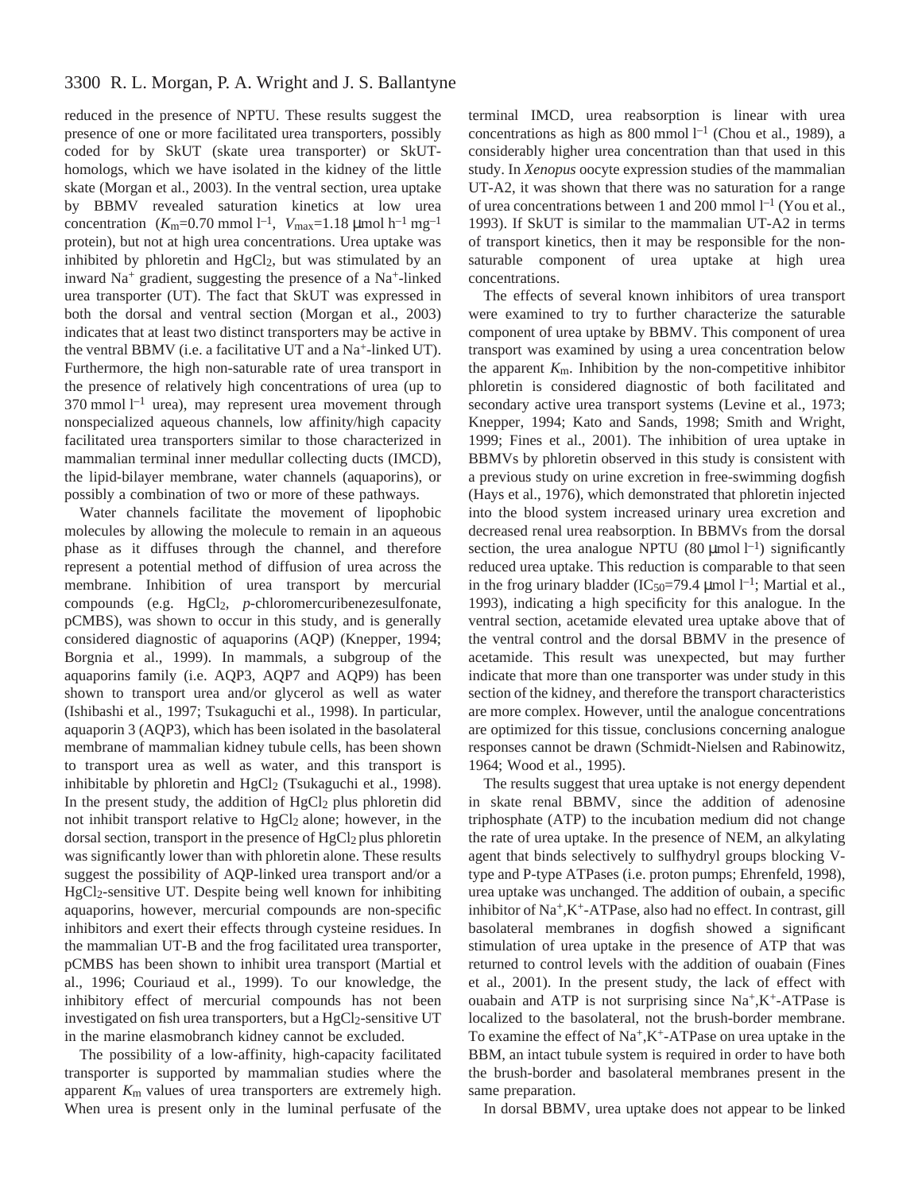reduced in the presence of NPTU. These results suggest the presence of one or more facilitated urea transporters, possibly coded for by SkUT (skate urea transporter) or SkUT-homologs, which we have isolated in the kidney of the little skate (Morgan et al., 2003). In the ventral section, urea uptake by BBMV revealed saturation kinetics at low urea concentration ($K_m$=0.70 mmol $l^{-1}$, $V_{max}$=1.18 μmol $h^{-1}$ $mg^{-1}$ protein), but not at high urea concentrations. Urea uptake was inhibited by phloretin and $HgCl_2$, but was stimulated by an inward $Na^+$ gradient, suggesting the presence of a $Na^+$-linked urea transporter (UT). The fact that SkUT was expressed in both the dorsal and ventral section (Morgan et al., 2003) indicates that at least two distinct transporters may be active in the ventral BBMV (i.e. a facilitative UT and a $Na^+$-linked UT). Furthermore, the high non-saturable rate of urea transport in the presence of relatively high concentrations of urea (up to 370 mmol $l^{-1}$ urea), may represent urea movement through nonspecialized aqueous channels, low affinity/high capacity facilitated urea transporters similar to those characterized in mammalian terminal inner medullar collecting ducts (IMCD), the lipid-bilayer membrane, water channels (aquaporins), or possibly a combination of two or more of these pathways.

Water channels facilitate the movement of lipophobic molecules by allowing the molecule to remain in an aqueous phase as it diffuses through the channel, and therefore represent a potential method of diffusion of urea across the membrane. Inhibition of urea transport by mercurial compounds (e.g. $HgCl_2$, *p*-chloromercuribenezesulfonate, pCMBS), was shown to occur in this study, and is generally considered diagnostic of aquaporins (AQP) (Knepper, 1994; Borgnia et al., 1999). In mammals, a subgroup of the aquaporins family (i.e. AQP3, AQP7 and AQP9) has been shown to transport urea and/or glycerol as well as water (Ishibashi et al., 1997; Tsukaguchi et al., 1998). In particular, aquaporin 3 (AQP3), which has been isolated in the basolateral membrane of mammalian kidney tubule cells, has been shown to transport urea as well as water, and this transport is inhibitable by phloretin and $HgCl_2$ (Tsukaguchi et al., 1998). In the present study, the addition of $HgCl_2$ plus phloretin did not inhibit transport relative to $HgCl_2$ alone; however, in the dorsal section, transport in the presence of $HgCl_2$ plus phloretin was significantly lower than with phloretin alone. These results suggest the possibility of AQP-linked urea transport and/or a $HgCl_2$-sensitive UT. Despite being well known for inhibiting aquaporins, however, mercurial compounds are non-specific inhibitors and exert their effects through cysteine residues. In the mammalian UT-B and the frog facilitated urea transporter, pCMBS has been shown to inhibit urea transport (Martial et al., 1996; Couriaud et al., 1999). To our knowledge, the inhibitory effect of mercurial compounds has not been investigated on fish urea transporters, but a $HgCl_2$-sensitive UT in the marine elasmobranch kidney cannot be excluded.

The possibility of a low-affinity, high-capacity facilitated transporter is supported by mammalian studies where the apparent $K_m$ values of urea transporters are extremely high. When urea is present only in the luminal perfusate of the terminal IMCD, urea reabsorption is linear with urea concentrations as high as 800 mmol $l^{-1}$ (Chou et al., 1989), a considerably higher urea concentration than that used in this study. In *Xenopus* oocyte expression studies of the mammalian UT-A2, it was shown that there was no saturation for a range of urea concentrations between 1 and 200 mmol $l^{-1}$ (You et al., 1993). If SkUT is similar to the mammalian UT-A2 in terms of transport kinetics, then it may be responsible for the non-saturable component of urea uptake at high urea concentrations.

The effects of several known inhibitors of urea transport were examined to try to further characterize the saturable component of urea uptake by BBMV. This component of urea transport was examined by using a urea concentration below the apparent $K_m$. Inhibition by the non-competitive inhibitor phloretin is considered diagnostic of both facilitated and secondary active urea transport systems (Levine et al., 1973; Knepper, 1994; Kato and Sands, 1998; Smith and Wright, 1999; Fines et al., 2001). The inhibition of urea uptake in BBMVs by phloretin observed in this study is consistent with a previous study on urine excretion in free-swimming dogfish (Hays et al., 1976), which demonstrated that phloretin injected into the blood system increased urinary urea excretion and decreased renal urea reabsorption. In BBMVs from the dorsal section, the urea analogue NPTU (80 μmol $l^{-1}$) significantly reduced urea uptake. This reduction is comparable to that seen in the frog urinary bladder ($IC_{50}$=79.4 μmol $l^{-1}$; Martial et al., 1993), indicating a high specificity for this analogue. In the ventral section, acetamide elevated urea uptake above that of the ventral control and the dorsal BBMV in the presence of acetamide. This result was unexpected, but may further indicate that more than one transporter was under study in this section of the kidney, and therefore the transport characteristics are more complex. However, until the analogue concentrations are optimized for this tissue, conclusions concerning analogue responses cannot be drawn (Schmidt-Nielsen and Rabinowitz, 1964; Wood et al., 1995).

The results suggest that urea uptake is not energy dependent in skate renal BBMV, since the addition of adenosine triphosphate (ATP) to the incubation medium did not change the rate of urea uptake. In the presence of NEM, an alkylating agent that binds selectively to sulfhydryl groups blocking V-type and P-type ATPases (i.e. proton pumps; Ehrenfeld, 1998), urea uptake was unchanged. The addition of oubain, a specific inhibitor of $Na^+$,$K^+$-ATPase, also had no effect. In contrast, gill basolateral membranes in dogfish showed a significant stimulation of urea uptake in the presence of ATP that was returned to control levels with the addition of ouabain (Fines et al., 2001). In the present study, the lack of effect with ouabain and ATP is not surprising since $Na^+$,$K^+$-ATPase is localized to the basolateral, not the brush-border membrane. To examine the effect of $Na^+$,$K^+$-ATPase on urea uptake in the BBM, an intact tubule system is required in order to have both the brush-border and basolateral membranes present in the same preparation.

In dorsal BBMV, urea uptake does not appear to be linked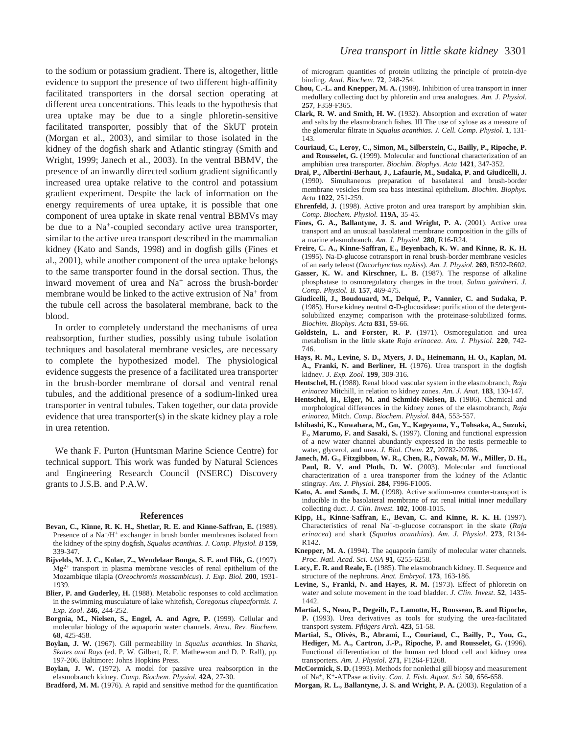to the sodium or potassium gradient. There is, altogether, little evidence to support the presence of two different high-affinity facilitated transporters in the dorsal section operating at different urea concentrations. This leads to the hypothesis that urea uptake may be due to a single phloretin-sensitive facilitated transporter, possibly that of the SkUT protein (Morgan et al., 2003), and similar to those isolated in the kidney of the dogfish shark and Atlantic stingray (Smith and Wright, 1999; Janech et al., 2003). In the ventral BBMV, the presence of an inwardly directed sodium gradient significantly increased urea uptake relative to the control and potassium gradient experiment. Despite the lack of information on the energy requirements of urea uptake, it is possible that one component of urea uptake in skate renal ventral BBMVs may be due to a $Na^+$-coupled secondary active urea transporter, similar to the active urea transport described in the mammalian kidney (Kato and Sands, 1998) and in dogfish gills (Fines et al., 2001), while another component of the urea uptake belongs to the same transporter found in the dorsal section. Thus, the inward movement of urea and $Na^+$ across the brush-border membrane would be linked to the active extrusion of $Na^+$ from the tubule cell across the basolateral membrane, back to the blood.

In order to completely understand the mechanisms of urea reabsorption, further studies, possibly using tubule isolation techniques and basolateral membrane vesicles, are necessary to complete the hypothesized model. The physiological evidence suggests the presence of a facilitated urea transporter in the brush-border membrane of dorsal and ventral renal tubules, and the additional presence of a sodium-linked urea transporter in ventral tubules. Taken together, our data provide evidence that urea transporter(s) in the skate kidney play a role in urea retention.

We thank F. Purton (Huntsman Marine Science Centre) for technical support. This work was funded by Natural Sciences and Engineering Research Council (NSERC) Discovery grants to J.S.B. and P.A.W.

## References

**Bevan, C., Kinne, R. K. H., Shetlar, R. E. and Kinne-Saffran, E.** (1989). Presence of a $Na^+/H^+$ exchanger in brush border membranes isolated from the kidney of the spiny dogfish, *Squalus acanthias. J. Comp. Physiol. B* **159**, 339-347.

**Bijvelds, M. J. C., Kolar, Z., Wendelaar Bonga, S. E. and Flik, G.** (1997). $Mg^{2+}$ transport in plasma membrane vesicles of renal epithelium of the Mozambique tilapia (*Oreochromis mossambicus*). *J. Exp. Biol.* **200**, 1931-1939.

**Blier, P. and Guderley, H.** (1988). Metabolic responses to cold acclimation in the swimming musculature of lake whitefish, *Coregonus clupeaformis*. *J. Exp. Zool*. **246**, 244-252.

**Borgnia, M., Nielsen, S., Engel, A. and Agre, P.** (1999). Cellular and molecular biology of the aquaporin water channels. *Annu. Rev. Biochem.* **68**, 425-458.

**Boylan, J. W.** (1967). Gill permeability in *Squalus acanthias*. In *Sharks, Skates and Rays* (ed. P. W. Gilbert, R. F. Mathewson and D. P. Rall), pp. 197-206. Baltimore: Johns Hopkins Press.

**Boylan, J. W.** (1972). A model for passive urea reabsorption in the elasmobranch kidney. *Comp. Biochem. Physiol.* **42A**, 27-30.

**Bradford, M. M.** (1976). A rapid and sensitive method for the quantification of microgram quantities of protein utilizing the principle of protein-dye binding. *Anal. Biochem*. **72**, 248-254.

**Chou, C.-L. and Knepper, M. A.** (1989). Inhibition of urea transport in inner medullary collecting duct by phloretin and urea analogues. *Am. J. Physiol*. **257**, F359-F365.

**Clark, R. W. and Smith, H. W.** (1932). Absorption and excretion of water and salts by the elasmobranch fishes. III The use of xylose as a measure of the glomerular filtrate in *Squalus acanthias*. *J. Cell. Comp. Physiol*. **1**, 131-143.

**Couriaud, C., Leroy, C., Simon, M., Silberstein, C., Bailly, P., Ripoche, P. and Rousselet, G.** (1999). Molecular and functional characterization of an amphibian urea transporter. *Biochim. Biophys. Acta* **1421**, 347-352.

**Drai, P., Albertini-Berhaut, J., Lafaurie, M., Sudaka, P. and Giudicelli, J.** (1990). Simultaneous preparation of basolateral and brush-border membrane vesicles from sea bass intestinal epithelium. *Biochim. Biophys. Acta* **1022**, 251-259.

**Ehrenfeld, J.** (1998). Active proton and urea transport by amphibian skin. *Comp. Biochem. Physiol.* **119A**, 35-45.

**Fines, G. A., Ballantyne, J. S. and Wright, P. A.** (2001). Active urea transport and an unusual basolateral membrane composition in the gills of a marine elasmobranch. *Am. J. Physiol.* **280**, R16-R24.

**Freire, C. A., Kinne-Saffran, E., Beyenbach, K. W. and Kinne, R. K. H.** (1995). Na-D-glucose cotransport in renal brush-border membrane vesicles of an early teleost (*Oncorhynchus mykiss*). *Am. J. Physiol.* **269**, R592-R602.

**Gasser, K. W. and Kirschner, L. B.** (1987). The response of alkaline phosphatase to osmoregulatory changes in the trout, *Salmo gairdneri*. *J. Comp. Physiol. B*. **157**, 469-475.

**Giudicelli, J., Boudouard, M., Delqué, P., Vannier, C. and Sudaka, P.** (1985). Horse kidney neutral α-D-glucosidase: purification of the detergent-solubilized enzyme; comparison with the proteinase-solubilized forms. *Biochim. Biophys. Acta* **831**, 59-66.

**Goldstein, L. and Forster, R. P.** (1971). Osmoregulation and urea metabolism in the little skate *Raja erinacea*. *Am. J. Physiol*. **220**, 742-746.

**Hays, R. M., Levine, S. D., Myers, J. D., Heinemann, H. O., Kaplan, M. A., Franki, N. and Berliner, H.** (1976). Urea transport in the dogfish kidney. *J. Exp. Zool*. **199**, 309-316.

**Hentschel, H.** (1988). Renal blood vascular system in the elasmobranch, *Raja erinacea* Mitchill, in relation to kidney zones. *Am. J. Anat.* **183**, 130-147.

**Hentschel, H., Elger, M. and Schmidt-Nielsen, B.** (1986). Chemical and morphological differences in the kidney zones of the elasmobranch, *Raja erinacea*, Mitch. *Comp. Biochem. Physiol.* **84A**, 553-557.

**Ishibashi, K., Kuwahara, M., Gu, Y., Kageyama, Y., Tohsaka, A., Suzuki, F., Marumo, F. and Sasaki, S.** (1997). Cloning and functional expression of a new water channel abundantly expressed in the testis permeable to water, glycerol, and urea. *J. Biol. Chem.* **27,** 20782-20786.

**Janech, M. G., Fitzgibbon, W. R., Chen, R., Nowak, M. W., Miller, D. H., Paul, R. V. and Ploth, D. W.** (2003). Molecular and functional characterization of a urea transporter from the kidney of the Atlantic stingray. *Am. J. Physiol.* **284**, F996-F1005.

**Kato, A. and Sands, J. M.** (1998). Active sodium-urea counter-transport is inducible in the basolateral membrane of rat renal initial inner medullary collecting duct. *J. Clin. Invest.* **102**, 1008-1015.

**Kipp, H., Kinne-Saffran, E., Bevan, C. and Kinne, R. K. H.** (1997). Characteristics of renal $Na^+$-D-glucose cotransport in the skate (*Raja erinacea*) and shark (*Squalus acanthias*). *Am. J. Physiol*. **273**, R134-R142.

**Knepper, M. A.** (1994). The aquaporin family of molecular water channels. *Proc. Natl. Acad. Sci. USA* **91**, 6255-6258.

**Lacy, E. R. and Reale, E.** (1985). The elasmobranch kidney. II. Sequence and structure of the nephrons. *Anat. Embryol*. **173**, 163-186.

**Levine, S., Franki, N. and Hayes, R. M.** (1973). Effect of phloretin on water and solute movement in the toad bladder. *J. Clin. Invest*. **52**, 1435-1442.

**Martial, S., Neau, P., Degeilh, F., Lamotte, H., Rousseau, B. and Ripoche, P.** (1993). Urea derivatives as tools for studying the urea-facilitated transport system. *Pflügers Arch.* **423**, 51-58.

**Martial, S., Olivès, B., Abrami, L., Couriaud, C., Bailly, P., You, G., Hediger, M. A., Cartron, J.-P., Ripoche, P. and Rousselet, G.** (1996). Functional differentiation of the human red blood cell and kidney urea transporters. *Am. J. Physiol*. **271**, F1264-F1268.

**McCormick, S. D.** (1993). Methods for nonlethal gill biopsy and measurement of $Na^+$, $K^+$-ATPase activity. *Can. J. Fish. Aquat. Sci.* **50**, 656-658.

**Morgan, R. L., Ballantyne, J. S. and Wright, P. A.** (2003). Regulation of a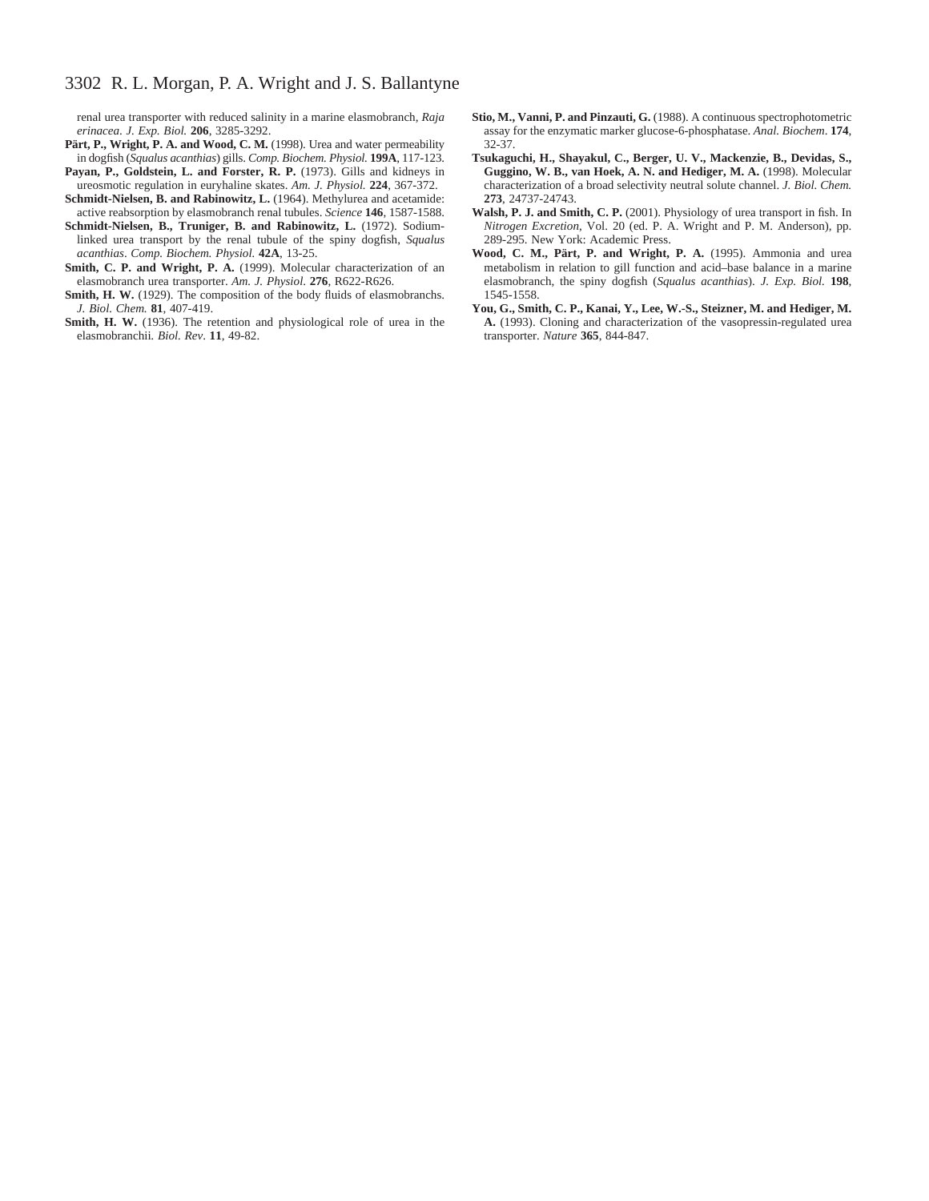renal urea transporter with reduced salinity in a marine elasmobranch, *Raja erinacea*. *J. Exp. Biol.* **206**, 3285-3292.

**Pärt, P., Wright, P. A. and Wood, C. M.** (1998). Urea and water permeability in dogfish (*Squalus acanthias*) gills. *Comp. Biochem. Physiol.* **199A**, 117-123.

**Payan, P., Goldstein, L. and Forster, R. P.** (1973). Gills and kidneys in ureosmotic regulation in euryhaline skates. *Am. J. Physiol.* **224**, 367-372.

**Schmidt-Nielsen, B. and Rabinowitz, L.** (1964). Methylurea and acetamide: active reabsorption by elasmobranch renal tubules. *Science* **146**, 1587-1588.

**Schmidt-Nielsen, B., Truniger, B. and Rabinowitz, L.** (1972). Sodium-linked urea transport by the renal tubule of the spiny dogfish, *Squalus acanthias*. *Comp. Biochem. Physiol.* **42A**, 13-25.

**Smith, C. P. and Wright, P. A.** (1999). Molecular characterization of an elasmobranch urea transporter. *Am. J. Physiol.* **276**, R622-R626.

**Smith, H. W.** (1929). The composition of the body fluids of elasmobranchs. *J. Biol. Chem.* **81**, 407-419.

**Smith, H. W.** (1936). The retention and physiological role of urea in the elasmobranchii. *Biol. Rev*. **11**, 49-82.

**Stio, M., Vanni, P. and Pinzauti, G.** (1988). A continuous spectrophotometric assay for the enzymatic marker glucose-6-phosphatase. *Anal. Biochem*. **174**, 32-37.

**Tsukaguchi, H., Shayakul, C., Berger, U. V., Mackenzie, B., Devidas, S., Guggino, W. B., van Hoek, A. N. and Hediger, M. A.** (1998). Molecular characterization of a broad selectivity neutral solute channel. *J. Biol. Chem.* **273**, 24737-24743.

**Walsh, P. J. and Smith, C. P.** (2001). Physiology of urea transport in fish. In *Nitrogen Excretion*, Vol. 20 (ed. P. A. Wright and P. M. Anderson), pp. 289-295. New York: Academic Press.

**Wood, C. M., Pärt, P. and Wright, P. A.** (1995). Ammonia and urea metabolism in relation to gill function and acid–base balance in a marine elasmobranch, the spiny dogfish (*Squalus acanthias*). *J. Exp. Biol.* **198**, 1545-1558.

**You, G., Smith, C. P., Kanai, Y., Lee, W.-S., Steizner, M. and Hediger, M. A.** (1993). Cloning and characterization of the vasopressin-regulated urea transporter. *Nature* **365**, 844-847.